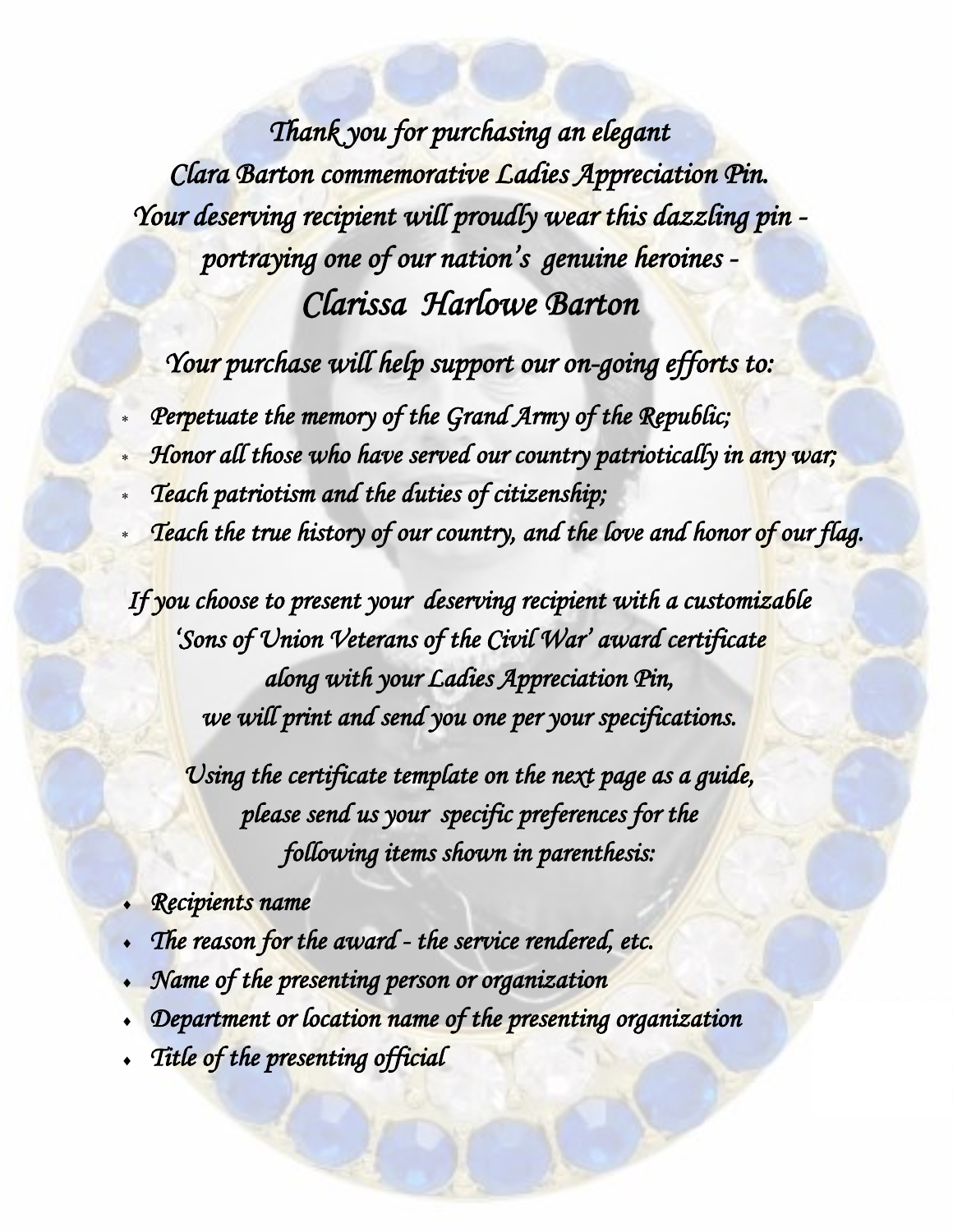*Thank you for purchasing an elegant*
*Clara Barton commemorative Ladies Appreciation Pin.*
*Your deserving recipient will proudly wear this dazzling pin -*
*portraying one of our nation's genuine heroines -*

## *Clarissa Harlowe Barton*

*Your purchase will help support our on-going efforts to:*

- *Perpetuate the memory of the Grand Army of the Republic;*
- *Honor all those who have served our country patriotically in any war;*
- *Teach patriotism and the duties of citizenship;*
- *Teach the true history of our country, and the love and honor of our flag.*

*If you choose to present your deserving recipient with a customizable*
*'Sons of Union Veterans of the Civil War' award certificate*
*along with your Ladies Appreciation Pin,*
*we will print and send you one per your specifications.*

*Using the certificate template on the next page as a guide,*
*please send us your specific preferences for the*
*following items shown in parenthesis:*

- *Recipients name*
- *The reason for the award - the service rendered, etc.*
- *Name of the presenting person or organization*
- *Department or location name of the presenting organization*
- *Title of the presenting official*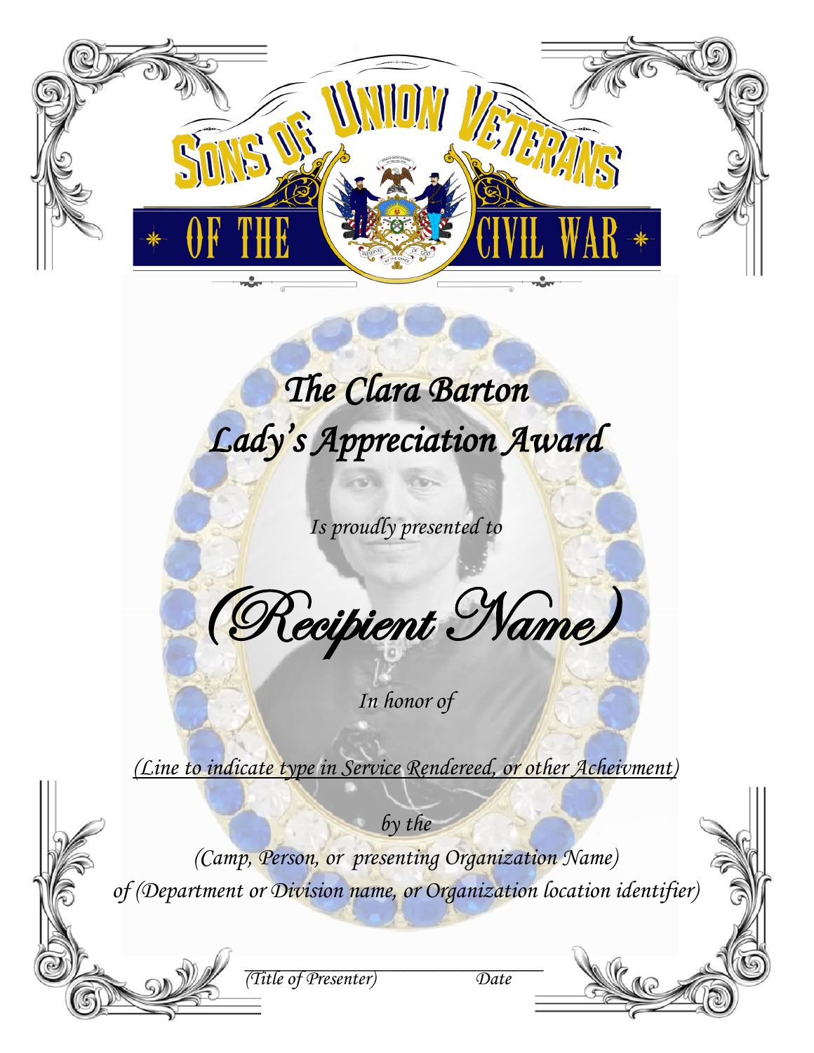# Sons of Union Veterans of the Civil War

*The Clara Barton*
*Lady's Appreciation Award*

*Is proudly presented to*

*(Recipient Name)*

*In honor of*

*(Line to indicate type in Service Rendereed, or other Acheivment)*

*by the*

*(Camp, Person, or presenting Organization Name)*
*of (Department or Division name, or Organization location identifier)*

*(Title of Presenter) Date*